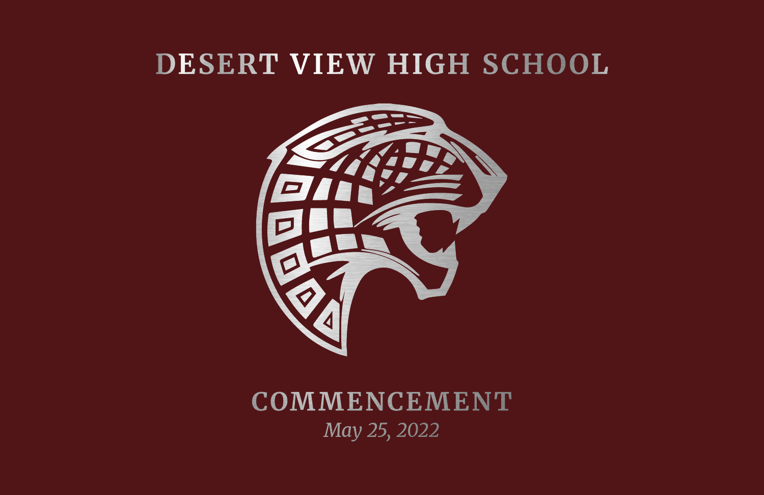# DESERT VIEW HIGH SCHOOL

## COMMENCEMENT

*May 25, 2022*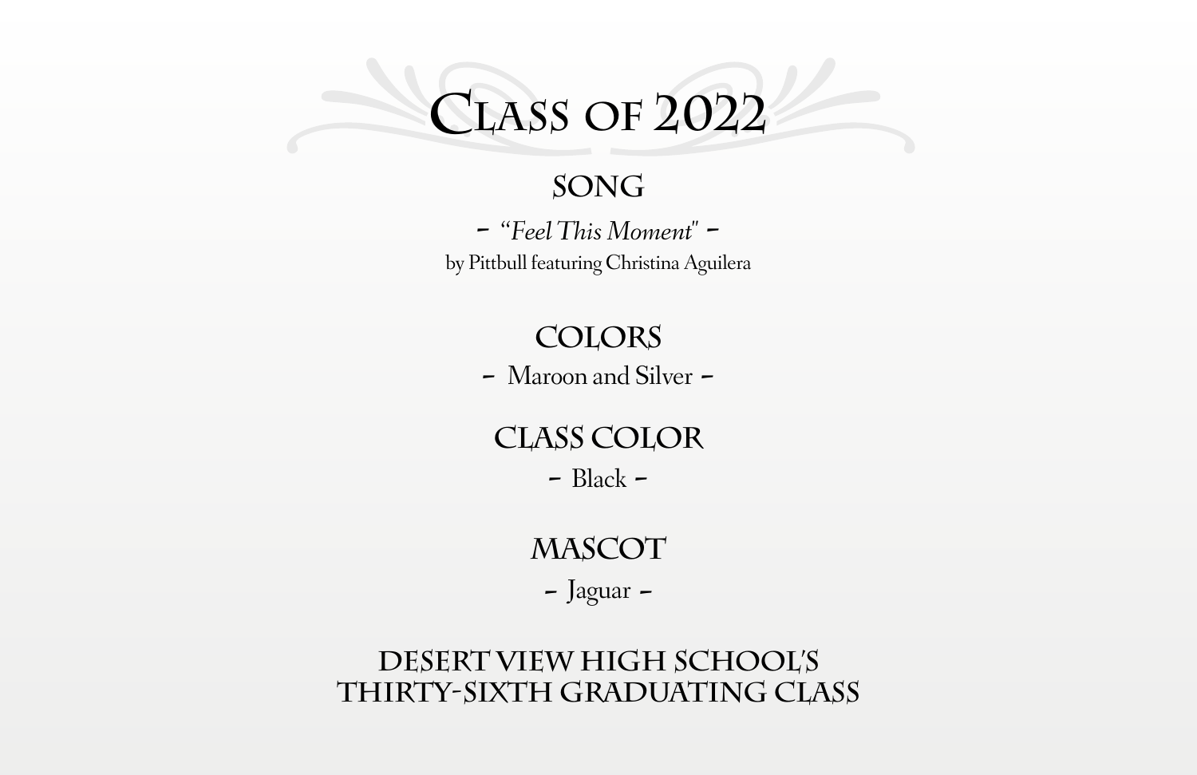# Class of 2022

## Song

– *"Feel This Moment"* –

by Pittbull featuring Christina Aguilera

## Colors

– Maroon and Silver –

## Class Color

– Black –

## Mascot

– Jaguar –

## Desert View High School's Thirty-Sixth Graduating Class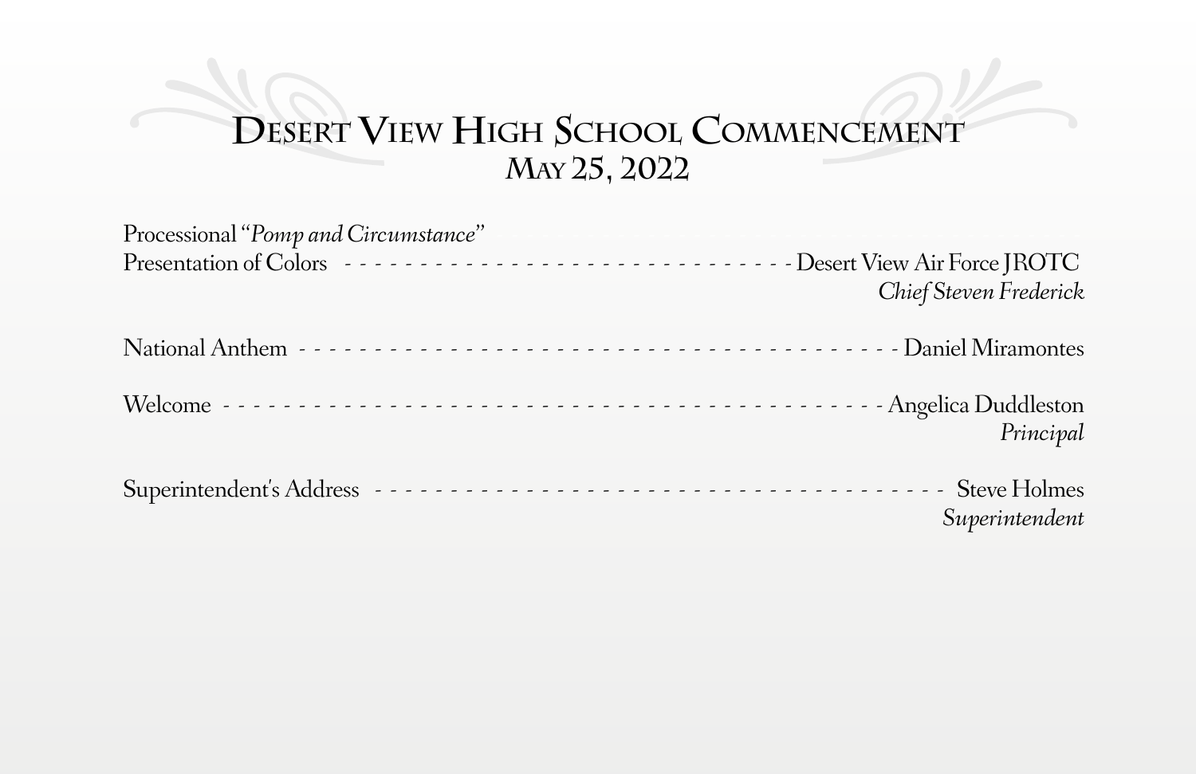# Desert View High School Commencement
## May 25, 2022

Processional "*Pomp and Circumstance*"

Presentation of Colors - - - - - - - - - - - - - - - - - - - - - - - - - - - - - - - - Desert View Air Force JROTC
*Chief Steven Frederick*

National Anthem - - - - - - - - - - - - - - - - - - - - - - - - - - - - - - - - - - - - - - - - - - Daniel Miramontes

Welcome - - - - - - - - - - - - - - - - - - - - - - - - - - - - - - - - - - - - - - - - - - - - - - Angelica Duddleston
*Principal*

Superintendent's Address - - - - - - - - - - - - - - - - - - - - - - - - - - - - - - - - - - - - - - - Steve Holmes
*Superintendent*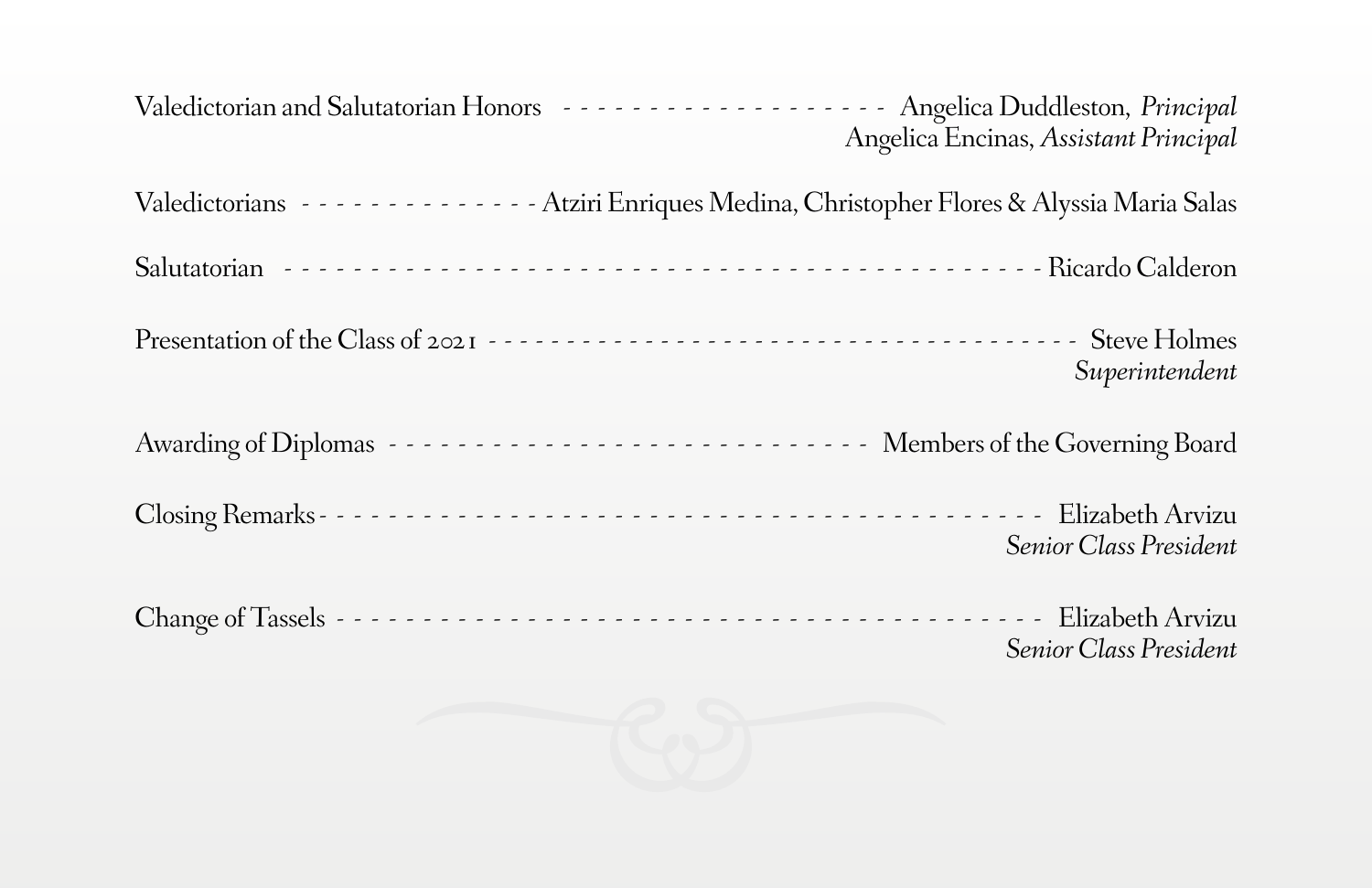Valedictorian and Salutatorian Honors - - - - - - - - - - - - - - - - - - - Angelica Duddleston, *Principal*
Angelica Encinas, *Assistant Principal*

Valedictorians - - - - - - - - - - - - - - Atziri Enriques Medina, Christopher Flores & Alyssia Maria Salas

Salutatorian - - - - - - - - - - - - - - - - - - - - - - - - - - - - - - - - - - - - - - - - - - - - - - Ricardo Calderon

Presentation of the Class of 2021 - - - - - - - - - - - - - - - - - - - - - - - - - - - - - - - - - - - - - - - - - - Steve Holmes
*Superintendent*

Awarding of Diplomas - - - - - - - - - - - - - - - - - - - - - - - - - - - - - - - Members of the Governing Board

Closing Remarks - - - - - - - - - - - - - - - - - - - - - - - - - - - - - - - - - - - - - - - - - - - - Elizabeth Arvizu
*Senior Class President*

Change of Tassels - - - - - - - - - - - - - - - - - - - - - - - - - - - - - - - - - - - - - - - - - - - Elizabeth Arvizu
*Senior Class President*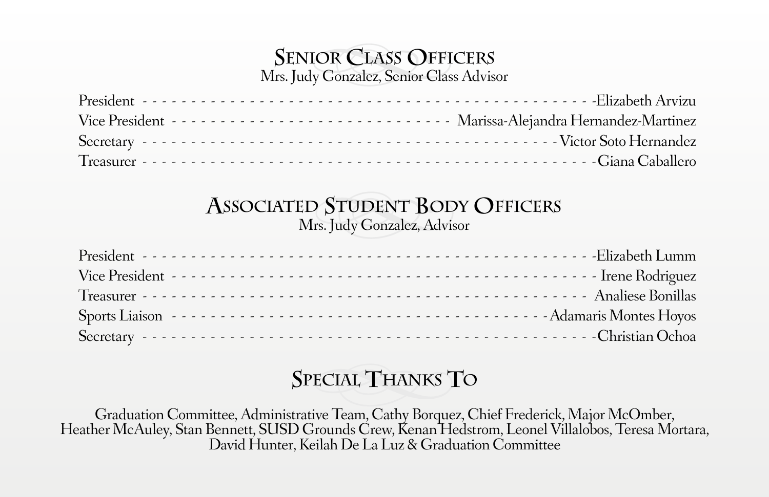## Senior Class Officers

Mrs. Judy Gonzalez, Senior Class Advisor

President - - - - - - - - - - - - - - - - - - - - - - - - - - - - - - - - - - - - - - - - - - - - -Elizabeth Arvizu
Vice President - - - - - - - - - - - - - - - - - - - - - - - - - - - - - - Marissa-Alejandra Hernandez-Martinez
Secretary - - - - - - - - - - - - - - - - - - - - - - - - - - - - - - - - - - - - - - - - - - - Victor Soto Hernandez
Treasurer - - - - - - - - - - - - - - - - - - - - - - - - - - - - - - - - - - - - - - - - - - - - - -Giana Caballero

## Associated Student Body Officers

Mrs. Judy Gonzalez, Advisor

President - - - - - - - - - - - - - - - - - - - - - - - - - - - - - - - - - - - - - - - - - - - - -Elizabeth Lumm
Vice President - - - - - - - - - - - - - - - - - - - - - - - - - - - - - - - - - - - - - - - - - - - Irene Rodriguez
Treasurer - - - - - - - - - - - - - - - - - - - - - - - - - - - - - - - - - - - - - - - - - - - - - Analiese Bonillas
Sports Liaison - - - - - - - - - - - - - - - - - - - - - - - - - - - - - - - - - - - - - - - Adamaris Montes Hoyos
Secretary - - - - - - - - - - - - - - - - - - - - - - - - - - - - - - - - - - - - - - - - - - - - - -Christian Ochoa

## Special Thanks To

Graduation Committee, Administrative Team, Cathy Borquez, Chief Frederick, Major McOmber, Heather McAuley, Stan Bennett, SUSD Grounds Crew, Kenan Hedstrom, Leonel Villalobos, Teresa Mortara, David Hunter, Keilah De La Luz & Graduation Committee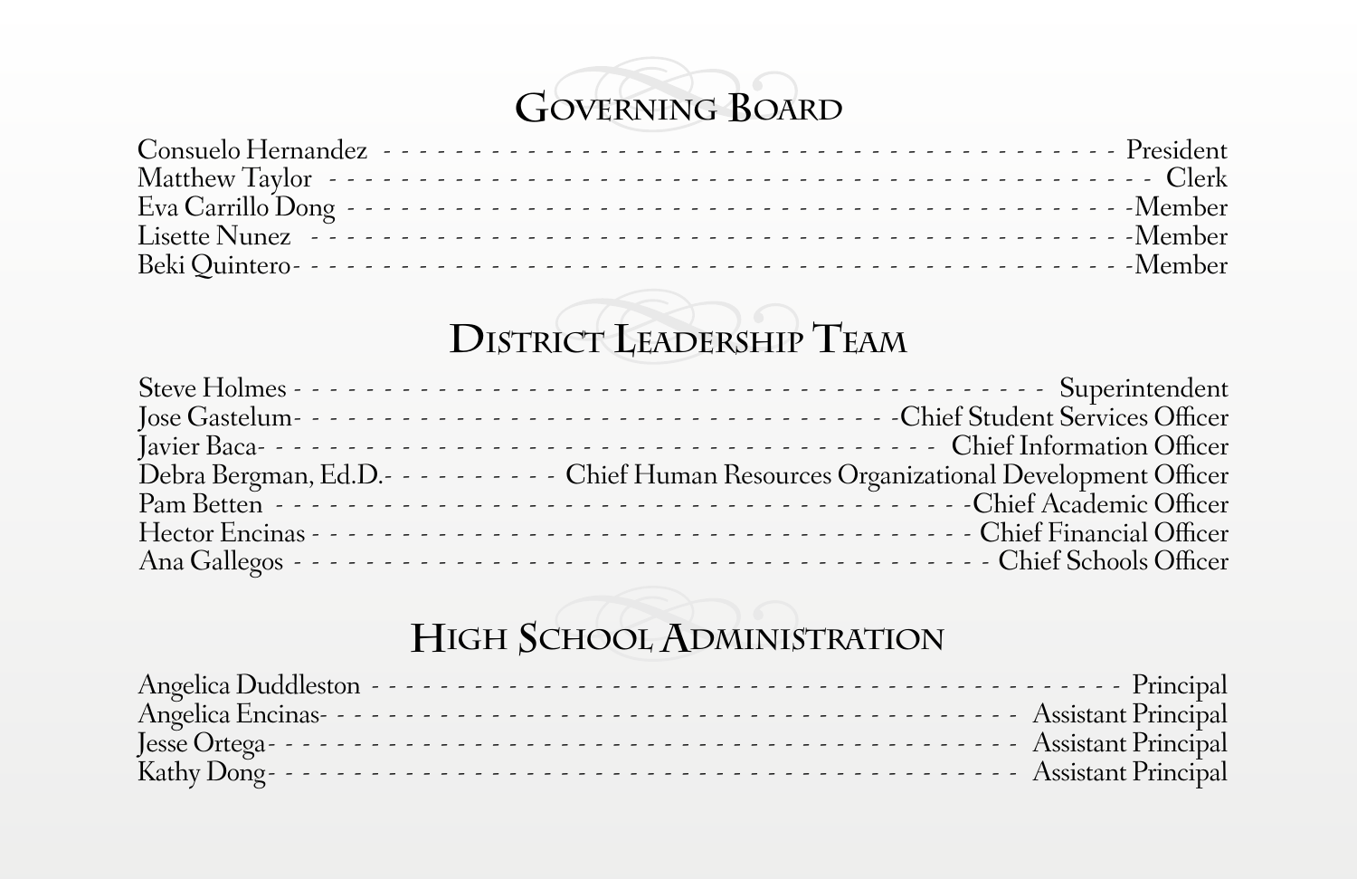## Governing Board

Consuelo Hernandez - - - - - - - - - - - - - - - - - - - - - - - - - - - - - - - - - - - - - - - - - - - President
Matthew Taylor - - - - - - - - - - - - - - - - - - - - - - - - - - - - - - - - - - - - - - - - - - - - - - - Clerk
Eva Carrillo Dong - - - - - - - - - - - - - - - - - - - - - - - - - - - - - - - - - - - - - - - - - - - - - -Member
Lisette Nunez - - - - - - - - - - - - - - - - - - - - - - - - - - - - - - - - - - - - - - - - - - - - - - - -Member
Beki Quintero- - - - - - - - - - - - - - - - - - - - - - - - - - - - - - - - - - - - - - - - - - - - - - - -Member

## District Leadership Team

Steve Holmes - - - - - - - - - - - - - - - - - - - - - - - - - - - - - - - - - - - - - - - - - - Superintendent
Jose Gastelum- - - - - - - - - - - - - - - - - - - - - - - - - - - - - - - - - - -Chief Student Services Officer
Javier Baca- - - - - - - - - - - - - - - - - - - - - - - - - - - - - - - - - - - - - - - - Chief Information Officer
Debra Bergman, Ed.D.- - - - - - - - - - Chief Human Resources Organizational Development Officer
Pam Betten - - - - - - - - - - - - - - - - - - - - - - - - - - - - - - - - - - - - - - - - - -Chief Academic Officer
Hector Encinas - - - - - - - - - - - - - - - - - - - - - - - - - - - - - - - - - - - - - - - Chief Financial Officer
Ana Gallegos - - - - - - - - - - - - - - - - - - - - - - - - - - - - - - - - - - - - - - - - - Chief Schools Officer

## High School Administration

Angelica Duddleston - - - - - - - - - - - - - - - - - - - - - - - - - - - - - - - - - - - - - - - - - - - Principal
Angelica Encinas- - - - - - - - - - - - - - - - - - - - - - - - - - - - - - - - - - - - - - - Assistant Principal
Jesse Ortega- - - - - - - - - - - - - - - - - - - - - - - - - - - - - - - - - - - - - - - - - - Assistant Principal
Kathy Dong- - - - - - - - - - - - - - - - - - - - - - - - - - - - - - - - - - - - - - - - - - - Assistant Principal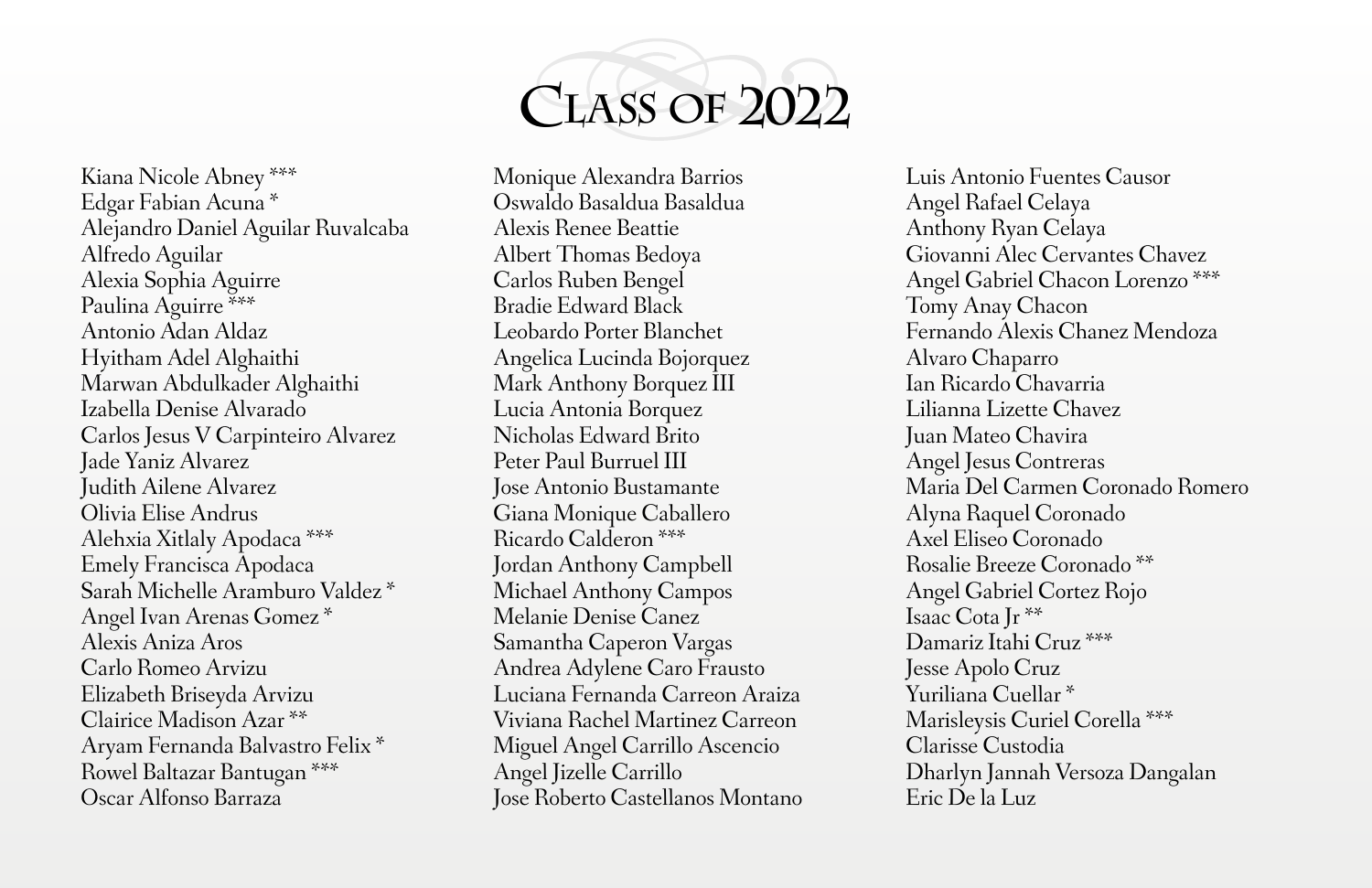# Class of 2022

Kiana Nicole Abney ***
Edgar Fabian Acuna *
Alejandro Daniel Aguilar Ruvalcaba
Alfredo Aguilar
Alexia Sophia Aguirre
Paulina Aguirre ***
Antonio Adan Aldaz
Hyitham Adel Alghaithi
Marwan Abdulkader Alghaithi
Izabella Denise Alvarado
Carlos Jesus V Carpinteiro Alvarez
Jade Yaniz Alvarez
Judith Ailene Alvarez
Olivia Elise Andrus
Alehxia Xitlaly Apodaca ***
Emely Francisca Apodaca
Sarah Michelle Aramburo Valdez *
Angel Ivan Arenas Gomez *
Alexis Aniza Aros
Carlo Romeo Arvizu
Elizabeth Briseyda Arvizu
Clairice Madison Azar **
Aryam Fernanda Balvastro Felix *
Rowel Baltazar Bantugan ***
Oscar Alfonso Barraza

Monique Alexandra Barrios
Oswaldo Basaldua Basaldua
Alexis Renee Beattie
Albert Thomas Bedoya
Carlos Ruben Bengel
Bradie Edward Black
Leobardo Porter Blanchet
Angelica Lucinda Bojorquez
Mark Anthony Borquez III
Lucia Antonia Borquez
Nicholas Edward Brito
Peter Paul Burruel III
Jose Antonio Bustamante
Giana Monique Caballero
Ricardo Calderon ***
Jordan Anthony Campbell
Michael Anthony Campos
Melanie Denise Canez
Samantha Caperon Vargas
Andrea Adylene Caro Frausto
Luciana Fernanda Carreon Araiza
Viviana Rachel Martinez Carreon
Miguel Angel Carrillo Ascencio
Angel Jizelle Carrillo
Jose Roberto Castellanos Montano

Luis Antonio Fuentes Causor
Angel Rafael Celaya
Anthony Ryan Celaya
Giovanni Alec Cervantes Chavez
Angel Gabriel Chacon Lorenzo ***
Tomy Anay Chacon
Fernando Alexis Chanez Mendoza
Alvaro Chaparro
Ian Ricardo Chavarria
Lilianna Lizette Chavez
Juan Mateo Chavira
Angel Jesus Contreras
Maria Del Carmen Coronado Romero
Alyna Raquel Coronado
Axel Eliseo Coronado
Rosalie Breeze Coronado **
Angel Gabriel Cortez Rojo
Isaac Cota Jr **
Damariz Itahi Cruz ***
Jesse Apolo Cruz
Yuriliana Cuellar *
Marisleysis Curiel Corella ***
Clarisse Custodia
Dharlyn Jannah Versoza Dangalan
Eric De la Luz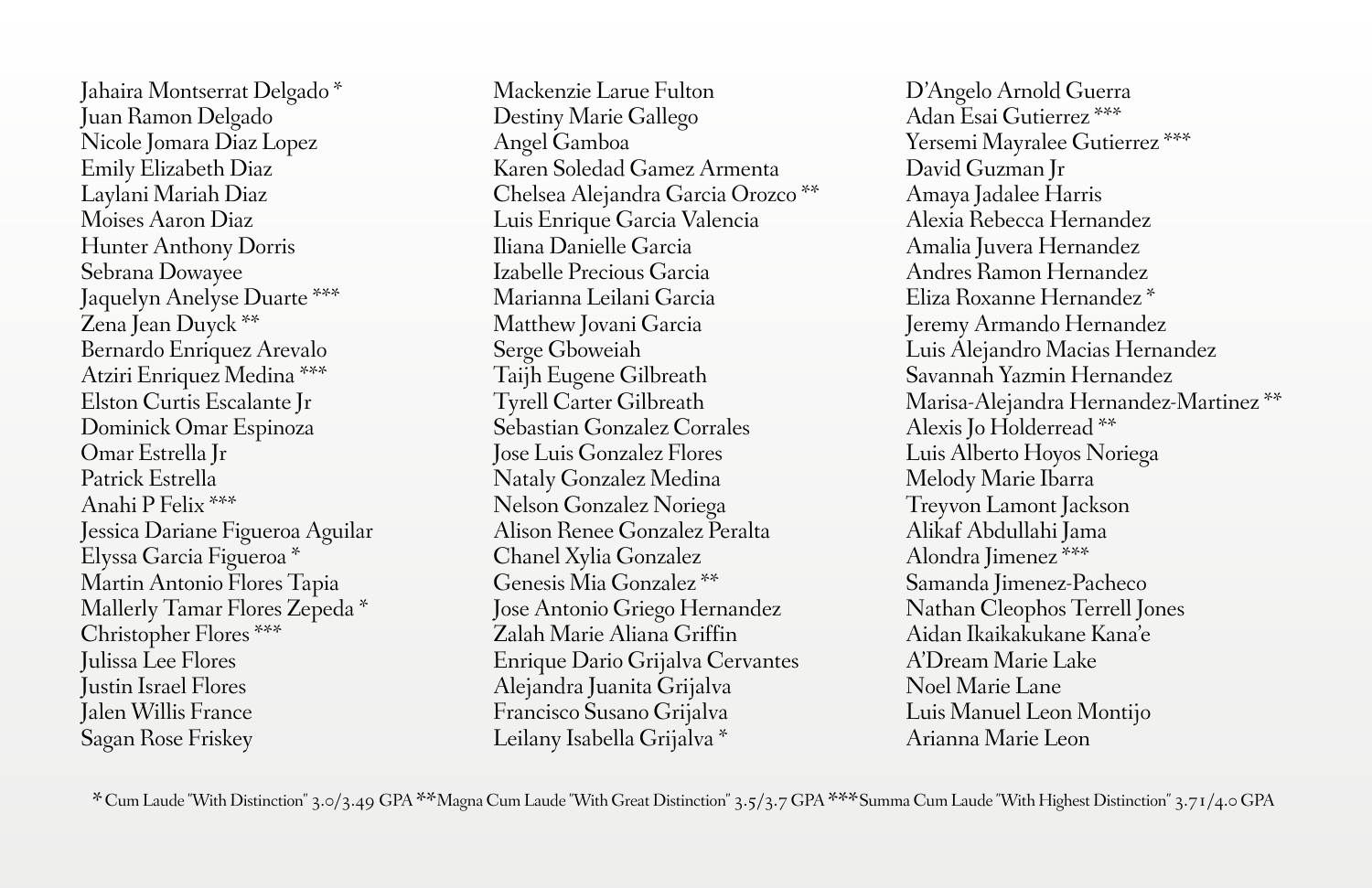Jahaira Montserrat Delgado *
Juan Ramon Delgado
Nicole Jomara Diaz Lopez
Emily Elizabeth Diaz
Laylani Mariah Diaz
Moises Aaron Diaz
Hunter Anthony Dorris
Sebrana Dowayee
Jaquelyn Anelyse Duarte ***
Zena Jean Duyck **
Bernardo Enriquez Arevalo
Atziri Enriquez Medina ***
Elston Curtis Escalante Jr
Dominick Omar Espinoza
Omar Estrella Jr
Patrick Estrella
Anahi P Felix ***
Jessica Dariane Figueroa Aguilar
Elyssa Garcia Figueroa *
Martin Antonio Flores Tapia
Mallerly Tamar Flores Zepeda *
Christopher Flores ***
Julissa Lee Flores
Justin Israel Flores
Jalen Willis France
Sagan Rose Friskey

Mackenzie Larue Fulton
Destiny Marie Gallego
Angel Gamboa
Karen Soledad Gamez Armenta
Chelsea Alejandra Garcia Orozco **
Luis Enrique Garcia Valencia
Iliana Danielle Garcia
Izabelle Precious Garcia
Marianna Leilani Garcia
Matthew Jovani Garcia
Serge Gboweiah
Taijh Eugene Gilbreath
Tyrell Carter Gilbreath
Sebastian Gonzalez Corrales
Jose Luis Gonzalez Flores
Nataly Gonzalez Medina
Nelson Gonzalez Noriega
Alison Renee Gonzalez Peralta
Chanel Xylia Gonzalez
Genesis Mia Gonzalez **
Jose Antonio Griego Hernandez
Zalah Marie Aliana Griffin
Enrique Dario Grijalva Cervantes
Alejandra Juanita Grijalva
Francisco Susano Grijalva
Leilany Isabella Grijalva *

D'Angelo Arnold Guerra
Adan Esai Gutierrez ***
Yersemi Mayralee Gutierrez ***
David Guzman Jr
Amaya Jadalee Harris
Alexia Rebecca Hernandez
Amalia Juvera Hernandez
Andres Ramon Hernandez
Eliza Roxanne Hernandez *
Jeremy Armando Hernandez
Luis Alejandro Macias Hernandez
Savannah Yazmin Hernandez
Marisa-Alejandra Hernandez-Martinez **
Alexis Jo Holderread **
Luis Alberto Hoyos Noriega
Melody Marie Ibarra
Treyvon Lamont Jackson
Alikaf Abdullahi Jama
Alondra Jimenez ***
Samanda Jimenez-Pacheco
Nathan Cleophos Terrell Jones
Aidan Ikaikakukane Kana'e
A'Dream Marie Lake
Noel Marie Lane
Luis Manuel Leon Montijo
Arianna Marie Leon

* Cum Laude "With Distinction" 3.0/3.49 GPA ** Magna Cum Laude "With Great Distinction" 3.5/3.7 GPA *** Summa Cum Laude "With Highest Distinction" 3.71/4.0 GPA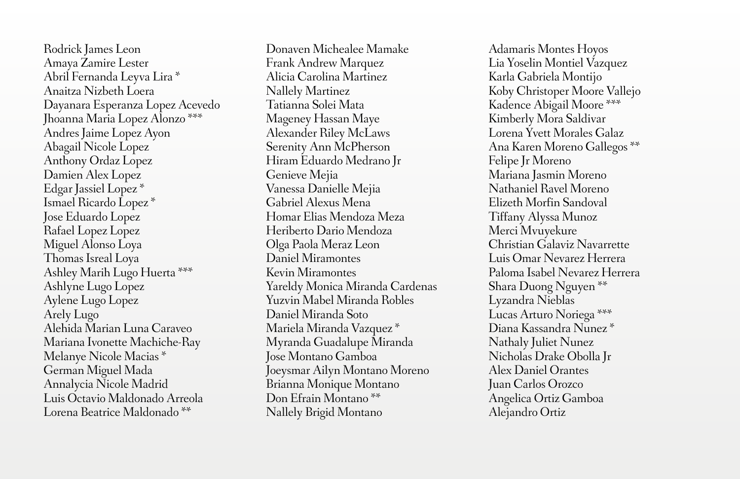Rodrick James Leon
Amaya Zamire Lester
Abril Fernanda Leyva Lira *
Anaitza Nizbeth Loera
Dayanara Esperanza Lopez Acevedo
Jhoanna Maria Lopez Alonzo ***
Andres Jaime Lopez Ayon
Abagail Nicole Lopez
Anthony Ordaz Lopez
Damien Alex Lopez
Edgar Jassiel Lopez *
Ismael Ricardo Lopez *
Jose Eduardo Lopez
Rafael Lopez Lopez
Miguel Alonso Loya
Thomas Isreal Loya
Ashley Marih Lugo Huerta ***
Ashlyne Lugo Lopez
Aylene Lugo Lopez
Arely Lugo
Alehida Marian Luna Caraveo
Mariana Ivonette Machiche-Ray
Melanye Nicole Macias *
German Miguel Mada
Annalycia Nicole Madrid
Luis Octavio Maldonado Arreola
Lorena Beatrice Maldonado **

Donaven Michealee Mamake
Frank Andrew Marquez
Alicia Carolina Martinez
Nallely Martinez
Tatianna Solei Mata
Mageney Hassan Maye
Alexander Riley McLaws
Serenity Ann McPherson
Hiram Eduardo Medrano Jr
Genieve Mejia
Vanessa Danielle Mejia
Gabriel Alexus Mena
Homar Elias Mendoza Meza
Heriberto Dario Mendoza
Olga Paola Meraz Leon
Daniel Miramontes
Kevin Miramontes
Yareldy Monica Miranda Cardenas
Yuzvin Mabel Miranda Robles
Daniel Miranda Soto
Mariela Miranda Vazquez *
Myranda Guadalupe Miranda
Jose Montano Gamboa
Joeysmar Ailyn Montano Moreno
Brianna Monique Montano
Don Efrain Montano **
Nallely Brigid Montano

Adamaris Montes Hoyos
Lia Yoselin Montiel Vazquez
Karla Gabriela Montijo
Koby Christoper Moore Vallejo
Kadence Abigail Moore ***
Kimberly Mora Saldivar
Lorena Yvett Morales Galaz
Ana Karen Moreno Gallegos **
Felipe Jr Moreno
Mariana Jasmin Moreno
Nathaniel Ravel Moreno
Elizeth Morfin Sandoval
Tiffany Alyssa Munoz
Merci Mvuyekure
Christian Galaviz Navarrette
Luis Omar Nevarez Herrera
Paloma Isabel Nevarez Herrera
Shara Duong Nguyen **
Lyzandra Nieblas
Lucas Arturo Noriega ***
Diana Kassandra Nunez *
Nathaly Juliet Nunez
Nicholas Drake Obolla Jr
Alex Daniel Orantes
Juan Carlos Orozco
Angelica Ortiz Gamboa
Alejandro Ortiz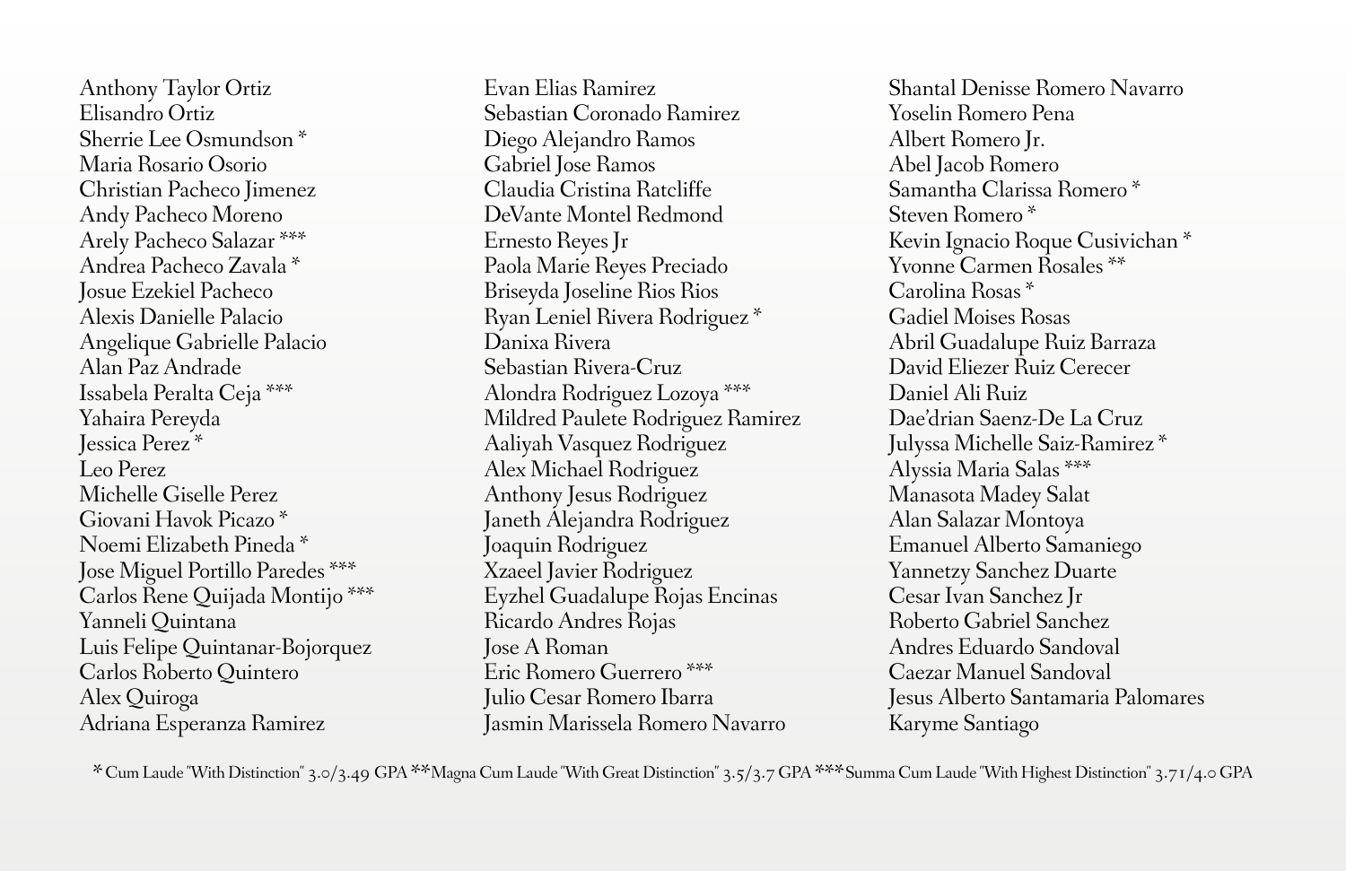Anthony Taylor Ortiz
Elisandro Ortiz
Sherrie Lee Osmundson *
Maria Rosario Osorio
Christian Pacheco Jimenez
Andy Pacheco Moreno
Arely Pacheco Salazar ***
Andrea Pacheco Zavala *
Josue Ezekiel Pacheco
Alexis Danielle Palacio
Angelique Gabrielle Palacio
Alan Paz Andrade
Issabela Peralta Ceja ***
Yahaira Pereyda
Jessica Perez *
Leo Perez
Michelle Giselle Perez
Giovani Havok Picazo *
Noemi Elizabeth Pineda *
Jose Miguel Portillo Paredes ***
Carlos Rene Quijada Montijo ***
Yanneli Quintana
Luis Felipe Quintanar-Bojorquez
Carlos Roberto Quintero
Alex Quiroga
Adriana Esperanza Ramirez

Evan Elias Ramirez
Sebastian Coronado Ramirez
Diego Alejandro Ramos
Gabriel Jose Ramos
Claudia Cristina Ratcliffe
DeVante Montel Redmond
Ernesto Reyes Jr
Paola Marie Reyes Preciado
Briseyda Joseline Rios Rios
Ryan Leniel Rivera Rodriguez *
Danixa Rivera
Sebastian Rivera-Cruz
Alondra Rodriguez Lozoya ***
Mildred Paulete Rodriguez Ramirez
Aaliyah Vasquez Rodriguez
Alex Michael Rodriguez
Anthony Jesus Rodriguez
Janeth Alejandra Rodriguez
Joaquin Rodriguez
Xzaeel Javier Rodriguez
Eyzhel Guadalupe Rojas Encinas
Ricardo Andres Rojas
Jose A Roman
Eric Romero Guerrero ***
Julio Cesar Romero Ibarra
Jasmin Marissela Romero Navarro

Shantal Denisse Romero Navarro
Yoselin Romero Pena
Albert Romero Jr.
Abel Jacob Romero
Samantha Clarissa Romero *
Steven Romero *
Kevin Ignacio Roque Cusivichan *
Yvonne Carmen Rosales **
Carolina Rosas *
Gadiel Moises Rosas
Abril Guadalupe Ruiz Barraza
David Eliezer Ruiz Cerecer
Daniel Ali Ruiz
Dae'drian Saenz-De La Cruz
Julyssa Michelle Saiz-Ramirez *
Alyssia Maria Salas ***
Manasota Madey Salat
Alan Salazar Montoya
Emanuel Alberto Samaniego
Yannetzy Sanchez Duarte
Cesar Ivan Sanchez Jr
Roberto Gabriel Sanchez
Andres Eduardo Sandoval
Caezar Manuel Sandoval
Jesus Alberto Santamaria Palomares
Karyme Santiago

* Cum Laude "With Distinction" 3.0/3.49 GPA ** Magna Cum Laude "With Great Distinction" 3.5/3.7 GPA *** Summa Cum Laude "With Highest Distinction" 3.71/4.0 GPA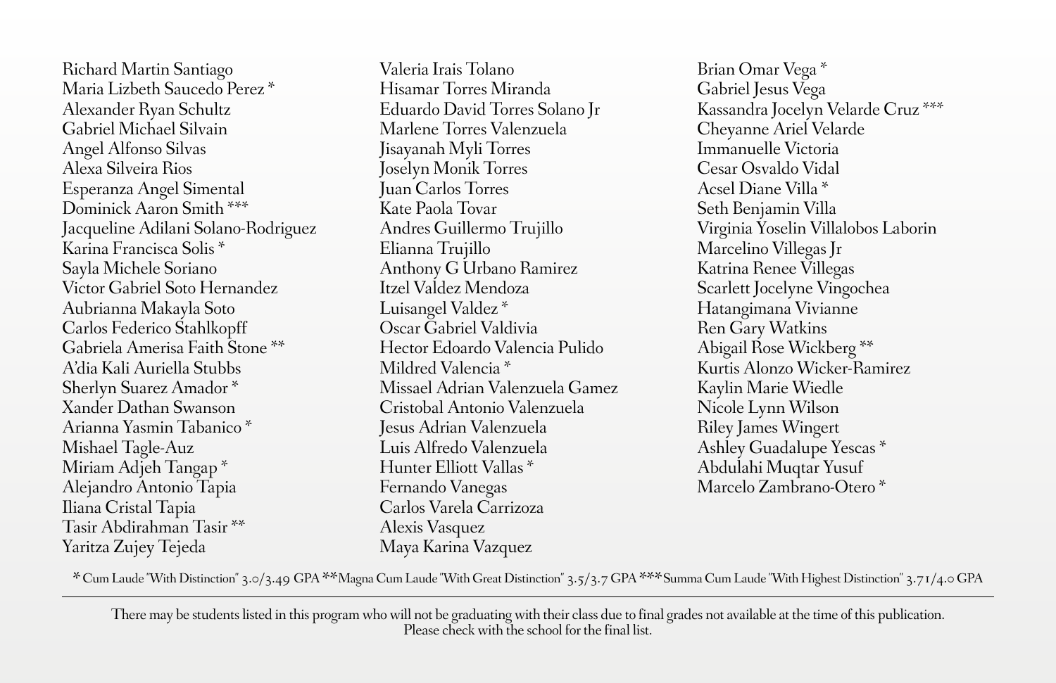Richard Martin Santiago
Maria Lizbeth Saucedo Perez *
Alexander Ryan Schultz
Gabriel Michael Silvain
Angel Alfonso Silvas
Alexa Silveira Rios
Esperanza Angel Simental
Dominick Aaron Smith ***
Jacqueline Adilani Solano-Rodriguez
Karina Francisca Solis *
Sayla Michele Soriano
Victor Gabriel Soto Hernandez
Aubrianna Makayla Soto
Carlos Federico Stahlkopff
Gabriela Amerisa Faith Stone **
A'dia Kali Auriella Stubbs
Sherlyn Suarez Amador *
Xander Dathan Swanson
Arianna Yasmin Tabanico *
Mishael Tagle-Auz
Miriam Adjeh Tangap *
Alejandro Antonio Tapia
Iliana Cristal Tapia
Tasir Abdirahman Tasir **
Yaritza Zujey Tejeda

Valeria Irais Tolano
Hisamar Torres Miranda
Eduardo David Torres Solano Jr
Marlene Torres Valenzuela
Jisayanah Myli Torres
Joselyn Monik Torres
Juan Carlos Torres
Kate Paola Tovar
Andres Guillermo Trujillo
Elianna Trujillo
Anthony G Urbano Ramirez
Itzel Valdez Mendoza
Luisangel Valdez *
Oscar Gabriel Valdivia
Hector Edoardo Valencia Pulido
Mildred Valencia *
Missael Adrian Valenzuela Gamez
Cristobal Antonio Valenzuela
Jesus Adrian Valenzuela
Luis Alfredo Valenzuela
Hunter Elliott Vallas *
Fernando Vanegas
Carlos Varela Carrizoza
Alexis Vasquez
Maya Karina Vazquez

Brian Omar Vega *
Gabriel Jesus Vega
Kassandra Jocelyn Velarde Cruz ***
Cheyanne Ariel Velarde
Immanuelle Victoria
Cesar Osvaldo Vidal
Acsel Diane Villa *
Seth Benjamin Villa
Virginia Yoselin Villalobos Laborin
Marcelino Villegas Jr
Katrina Renee Villegas
Scarlett Jocelyne Vingochea
Hatangimana Vivianne
Ren Gary Watkins
Abigail Rose Wickberg **
Kurtis Alonzo Wicker-Ramirez
Kaylin Marie Wiedle
Nicole Lynn Wilson
Riley James Wingert
Ashley Guadalupe Yescas *
Abdulahi Muqtar Yusuf
Marcelo Zambrano-Otero *

* Cum Laude "With Distinction" 3.0/3.49 GPA ** Magna Cum Laude "With Great Distinction" 3.5/3.7 GPA *** Summa Cum Laude "With Highest Distinction" 3.71/4.0 GPA

---

There may be students listed in this program who will not be graduating with their class due to final grades not available at the time of this publication.
Please check with the school for the final list.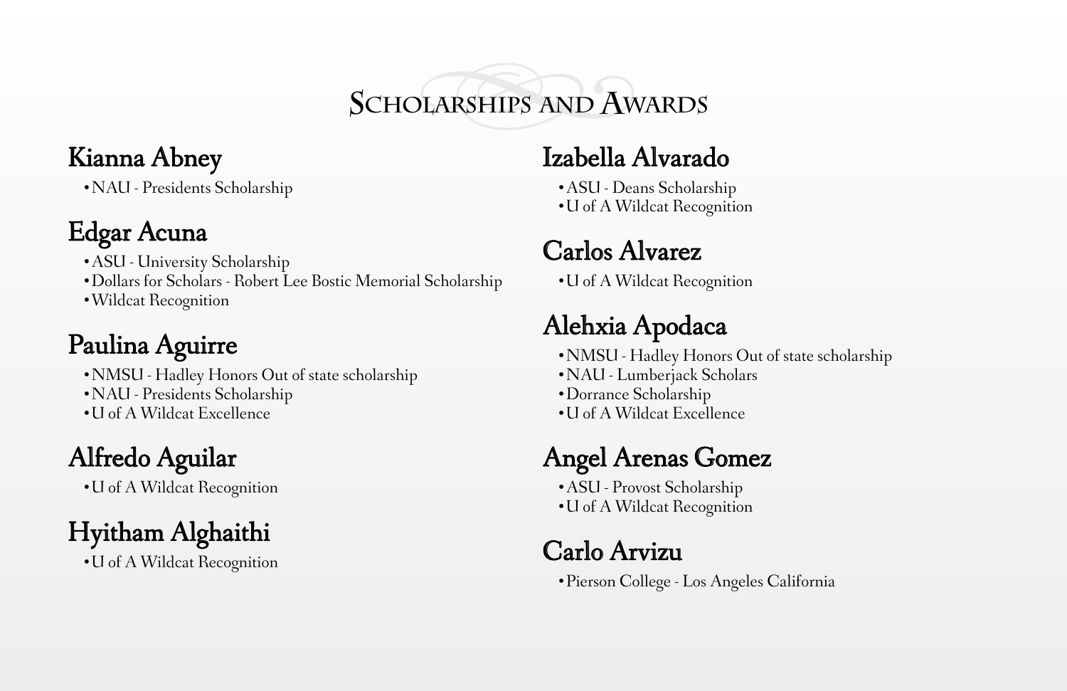# Scholarships and Awards

## Kianna Abney

- NAU - Presidents Scholarship

## Edgar Acuna

- ASU - University Scholarship
- Dollars for Scholars - Robert Lee Bostic Memorial Scholarship
- Wildcat Recognition

## Paulina Aguirre

- NMSU - Hadley Honors Out of state scholarship
- NAU - Presidents Scholarship
- U of A Wildcat Excellence

## Alfredo Aguilar

- U of A Wildcat Recognition

## Hyitham Alghaithi

- U of A Wildcat Recognition

## Izabella Alvarado

- ASU - Deans Scholarship
- U of A Wildcat Recognition

## Carlos Alvarez

- U of A Wildcat Recognition

## Alehxia Apodaca

- NMSU - Hadley Honors Out of state scholarship
- NAU - Lumberjack Scholars
- Dorrance Scholarship
- U of A Wildcat Excellence

## Angel Arenas Gomez

- ASU - Provost Scholarship
- U of A Wildcat Recognition

## Carlo Arvizu

- Pierson College - Los Angeles California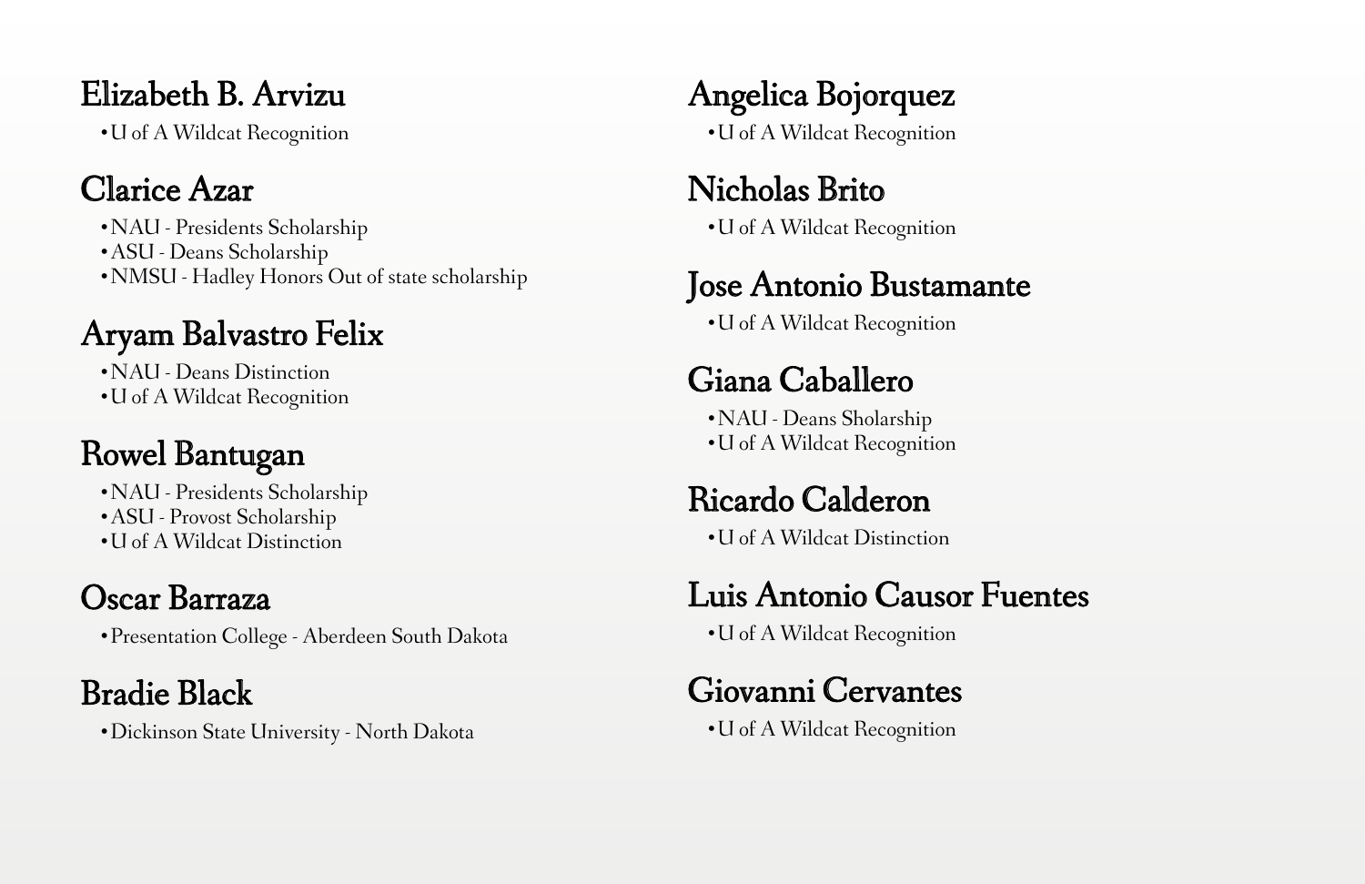## Elizabeth B. Arvizu

- U of A Wildcat Recognition

## Clarice Azar

- NAU - Presidents Scholarship
- ASU - Deans Scholarship
- NMSU - Hadley Honors Out of state scholarship

## Aryam Balvastro Felix

- NAU - Deans Distinction
- U of A Wildcat Recognition

## Rowel Bantugan

- NAU - Presidents Scholarship
- ASU - Provost Scholarship
- U of A Wildcat Distinction

## Oscar Barraza

- Presentation College - Aberdeen South Dakota

## Bradie Black

- Dickinson State University - North Dakota

## Angelica Bojorquez

- U of A Wildcat Recognition

## Nicholas Brito

- U of A Wildcat Recognition

## Jose Antonio Bustamante

- U of A Wildcat Recognition

## Giana Caballero

- NAU - Deans Sholarship
- U of A Wildcat Recognition

## Ricardo Calderon

- U of A Wildcat Distinction

## Luis Antonio Causor Fuentes

- U of A Wildcat Recognition

## Giovanni Cervantes

- U of A Wildcat Recognition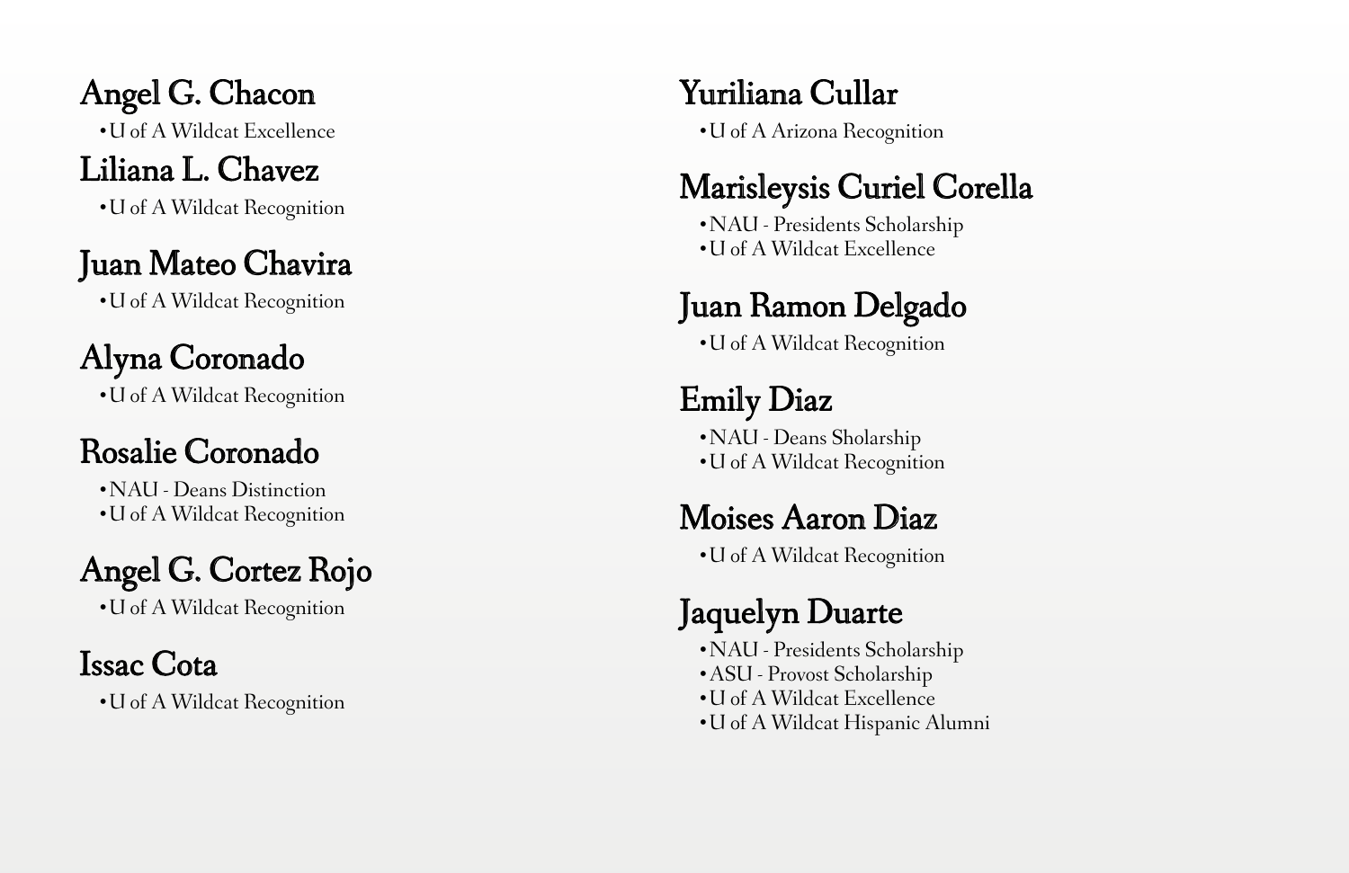## Angel G. Chacon

- U of A Wildcat Excellence

## Liliana L. Chavez

- U of A Wildcat Recognition

## Juan Mateo Chavira

- U of A Wildcat Recognition

## Alyna Coronado

- U of A Wildcat Recognition

## Rosalie Coronado

- NAU - Deans Distinction
- U of A Wildcat Recognition

## Angel G. Cortez Rojo

- U of A Wildcat Recognition

## Issac Cota

- U of A Wildcat Recognition

## Yuriliana Cullar

- U of A Arizona Recognition

## Marisleysis Curiel Corella

- NAU - Presidents Scholarship
- U of A Wildcat Excellence

## Juan Ramon Delgado

- U of A Wildcat Recognition

## Emily Diaz

- NAU - Deans Sholarship
- U of A Wildcat Recognition

## Moises Aaron Diaz

- U of A Wildcat Recognition

## Jaquelyn Duarte

- NAU - Presidents Scholarship
- ASU - Provost Scholarship
- U of A Wildcat Excellence
- U of A Wildcat Hispanic Alumni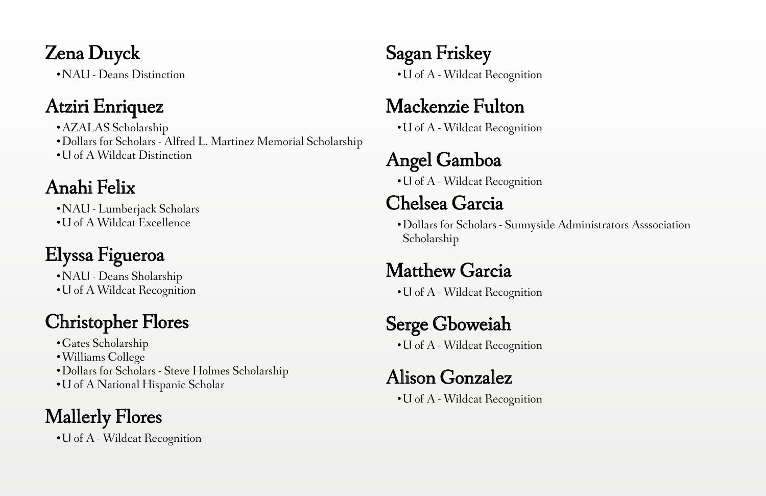## Zena Duyck

- NAU - Deans Distinction

## Atziri Enriquez

- AZALAS Scholarship
- Dollars for Scholars - Alfred L. Martinez Memorial Scholarship
- U of A Wildcat Distinction

## Anahi Felix

- NAU - Lumberjack Scholars
- U of A Wildcat Excellence

## Elyssa Figueroa

- NAU - Deans Sholarship
- U of A Wildcat Recognition

## Christopher Flores

- Gates Scholarship
- Williams College
- Dollars for Scholars - Steve Holmes Scholarship
- U of A National Hispanic Scholar

## Mallerly Flores

- U of A - Wildcat Recognition

## Sagan Friskey

- U of A - Wildcat Recognition

## Mackenzie Fulton

- U of A - Wildcat Recognition

## Angel Gamboa

- U of A - Wildcat Recognition

## Chelsea Garcia

- Dollars for Scholars - Sunnyside Administrators Asssociation Scholarship

## Matthew Garcia

- U of A - Wildcat Recognition

## Serge Gboweiah

- U of A - Wildcat Recognition

## Alison Gonzalez

- U of A - Wildcat Recognition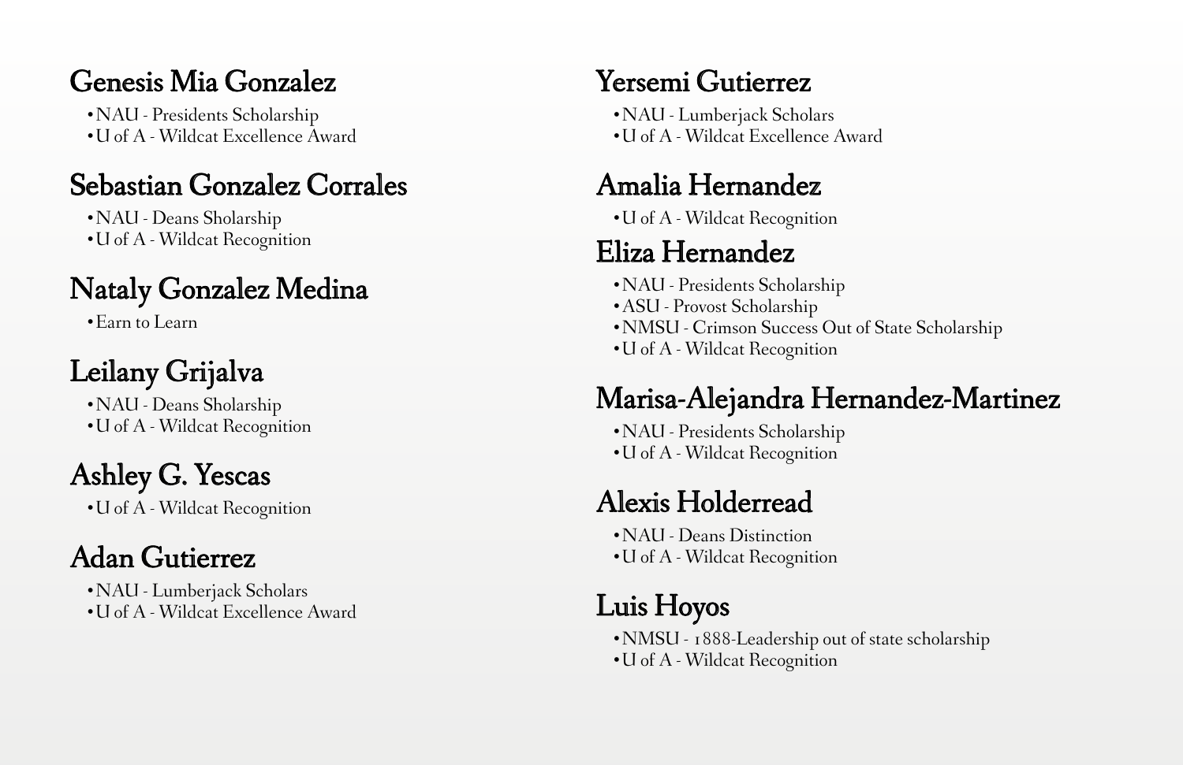## Genesis Mia Gonzalez

- NAU - Presidents Scholarship
- U of A - Wildcat Excellence Award

## Sebastian Gonzalez Corrales

- NAU - Deans Sholarship
- U of A - Wildcat Recognition

## Nataly Gonzalez Medina

- Earn to Learn

## Leilany Grijalva

- NAU - Deans Sholarship
- U of A - Wildcat Recognition

## Ashley G. Yescas

- U of A - Wildcat Recognition

## Adan Gutierrez

- NAU - Lumberjack Scholars
- U of A - Wildcat Excellence Award

## Yersemi Gutierrez

- NAU - Lumberjack Scholars
- U of A - Wildcat Excellence Award

## Amalia Hernandez

- U of A - Wildcat Recognition

## Eliza Hernandez

- NAU - Presidents Scholarship
- ASU - Provost Scholarship
- NMSU - Crimson Success Out of State Scholarship
- U of A - Wildcat Recognition

## Marisa-Alejandra Hernandez-Martinez

- NAU - Presidents Scholarship
- U of A - Wildcat Recognition

## Alexis Holderread

- NAU - Deans Distinction
- U of A - Wildcat Recognition

## Luis Hoyos

- NMSU - 1888-Leadership out of state scholarship
- U of A - Wildcat Recognition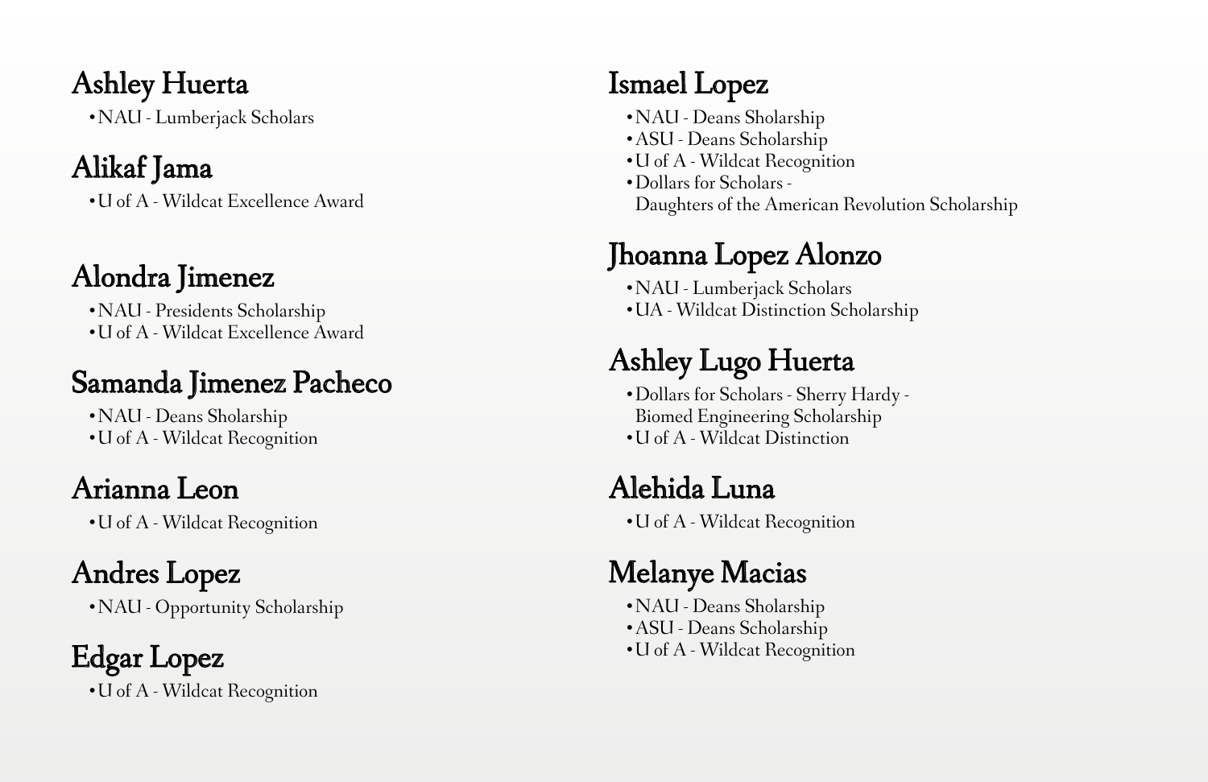## Ashley Huerta

- NAU - Lumberjack Scholars

## Alikaf Jama

- U of A - Wildcat Excellence Award

## Alondra Jimenez

- NAU - Presidents Scholarship
- U of A - Wildcat Excellence Award

## Samanda Jimenez Pacheco

- NAU - Deans Sholarship
- U of A - Wildcat Recognition

## Arianna Leon

- U of A - Wildcat Recognition

## Andres Lopez

- NAU - Opportunity Scholarship

## Edgar Lopez

- U of A - Wildcat Recognition

## Ismael Lopez

- NAU - Deans Sholarship
- ASU - Deans Scholarship
- U of A - Wildcat Recognition
- Dollars for Scholars - Daughters of the American Revolution Scholarship

## Jhoanna Lopez Alonzo

- NAU - Lumberjack Scholars
- UA - Wildcat Distinction Scholarship

## Ashley Lugo Huerta

- Dollars for Scholars - Sherry Hardy - Biomed Engineering Scholarship
- U of A - Wildcat Distinction

## Alehida Luna

- U of A - Wildcat Recognition

## Melanye Macias

- NAU - Deans Sholarship
- ASU - Deans Scholarship
- U of A - Wildcat Recognition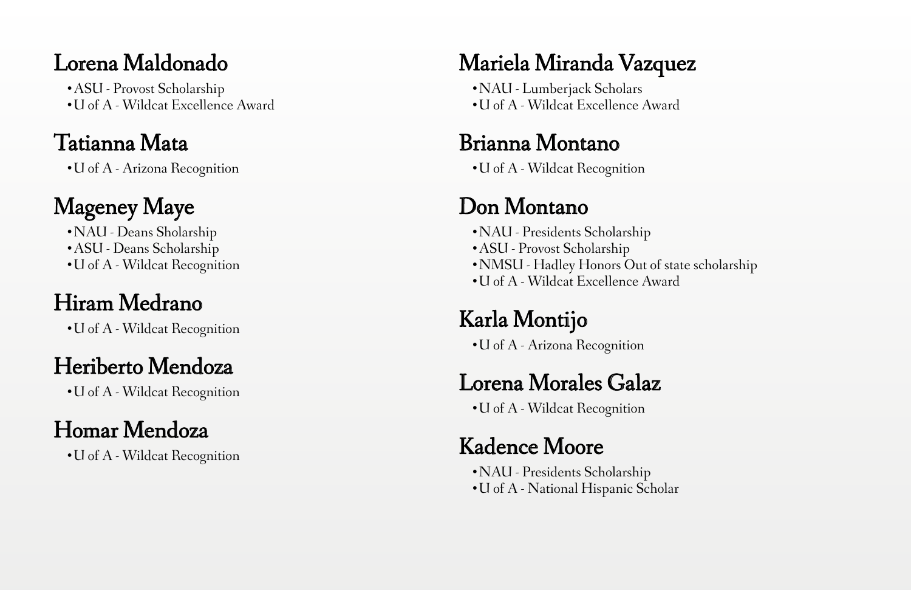## Lorena Maldonado

- ASU - Provost Scholarship
- U of A - Wildcat Excellence Award

## Tatianna Mata

- U of A - Arizona Recognition

## Mageney Maye

- NAU - Deans Sholarship
- ASU - Deans Scholarship
- U of A - Wildcat Recognition

## Hiram Medrano

- U of A - Wildcat Recognition

## Heriberto Mendoza

- U of A - Wildcat Recognition

## Homar Mendoza

- U of A - Wildcat Recognition

## Mariela Miranda Vazquez

- NAU - Lumberjack Scholars
- U of A - Wildcat Excellence Award

## Brianna Montano

- U of A - Wildcat Recognition

## Don Montano

- NAU - Presidents Scholarship
- ASU - Provost Scholarship
- NMSU - Hadley Honors Out of state scholarship
- U of A - Wildcat Excellence Award

## Karla Montijo

- U of A - Arizona Recognition

## Lorena Morales Galaz

- U of A - Wildcat Recognition

## Kadence Moore

- NAU - Presidents Scholarship
- U of A - National Hispanic Scholar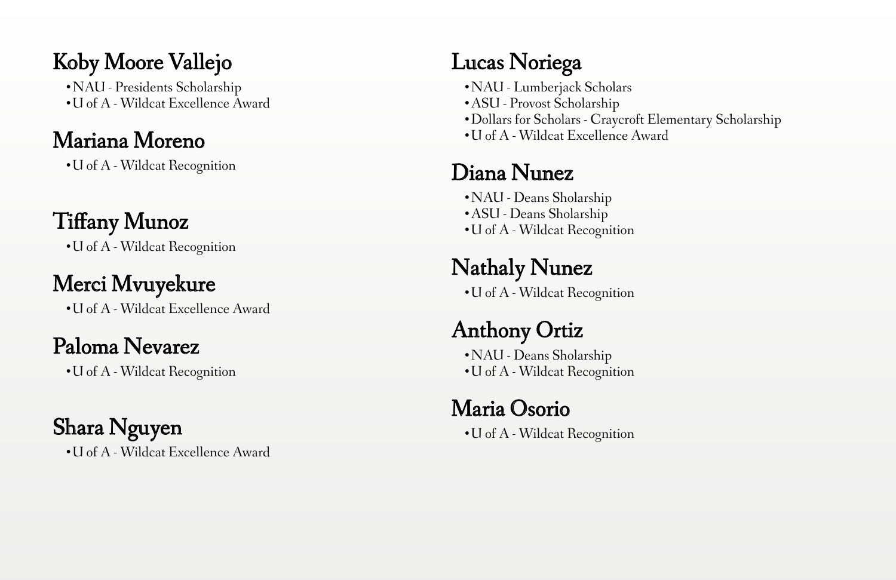## Koby Moore Vallejo

- NAU - Presidents Scholarship
- U of A - Wildcat Excellence Award

## Mariana Moreno

- U of A - Wildcat Recognition

## Tiffany Munoz

- U of A - Wildcat Recognition

## Merci Mvuyekure

- U of A - Wildcat Excellence Award

## Paloma Nevarez

- U of A - Wildcat Recognition

## Shara Nguyen

- U of A - Wildcat Excellence Award

## Lucas Noriega

- NAU - Lumberjack Scholars
- ASU - Provost Scholarship
- Dollars for Scholars - Craycroft Elementary Scholarship
- U of A - Wildcat Excellence Award

## Diana Nunez

- NAU - Deans Sholarship
- ASU - Deans Sholarship
- U of A - Wildcat Recognition

## Nathaly Nunez

- U of A - Wildcat Recognition

## Anthony Ortiz

- NAU - Deans Sholarship
- U of A - Wildcat Recognition

## Maria Osorio

- U of A - Wildcat Recognition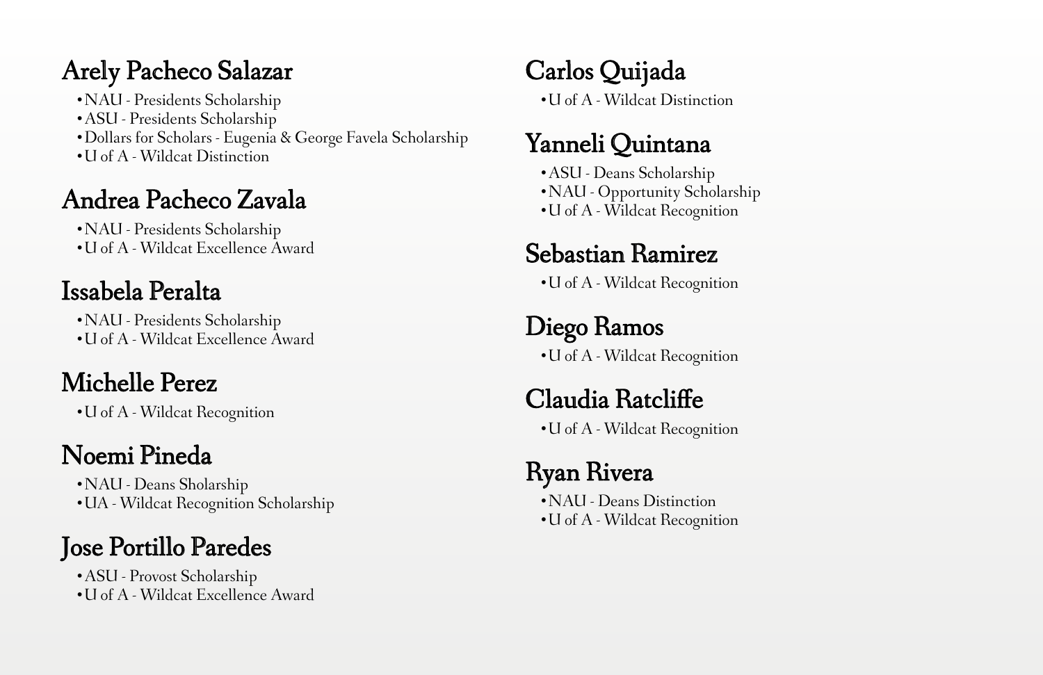## Arely Pacheco Salazar

- NAU - Presidents Scholarship
- ASU - Presidents Scholarship
- Dollars for Scholars - Eugenia & George Favela Scholarship
- U of A - Wildcat Distinction

## Andrea Pacheco Zavala

- NAU - Presidents Scholarship
- U of A - Wildcat Excellence Award

## Issabela Peralta

- NAU - Presidents Scholarship
- U of A - Wildcat Excellence Award

## Michelle Perez

- U of A - Wildcat Recognition

## Noemi Pineda

- NAU - Deans Sholarship
- UA - Wildcat Recognition Scholarship

## Jose Portillo Paredes

- ASU - Provost Scholarship
- U of A - Wildcat Excellence Award

## Carlos Quijada

- U of A - Wildcat Distinction

## Yanneli Quintana

- ASU - Deans Scholarship
- NAU - Opportunity Scholarship
- U of A - Wildcat Recognition

## Sebastian Ramirez

- U of A - Wildcat Recognition

## Diego Ramos

- U of A - Wildcat Recognition

## Claudia Ratcliffe

- U of A - Wildcat Recognition

## Ryan Rivera

- NAU - Deans Distinction
- U of A - Wildcat Recognition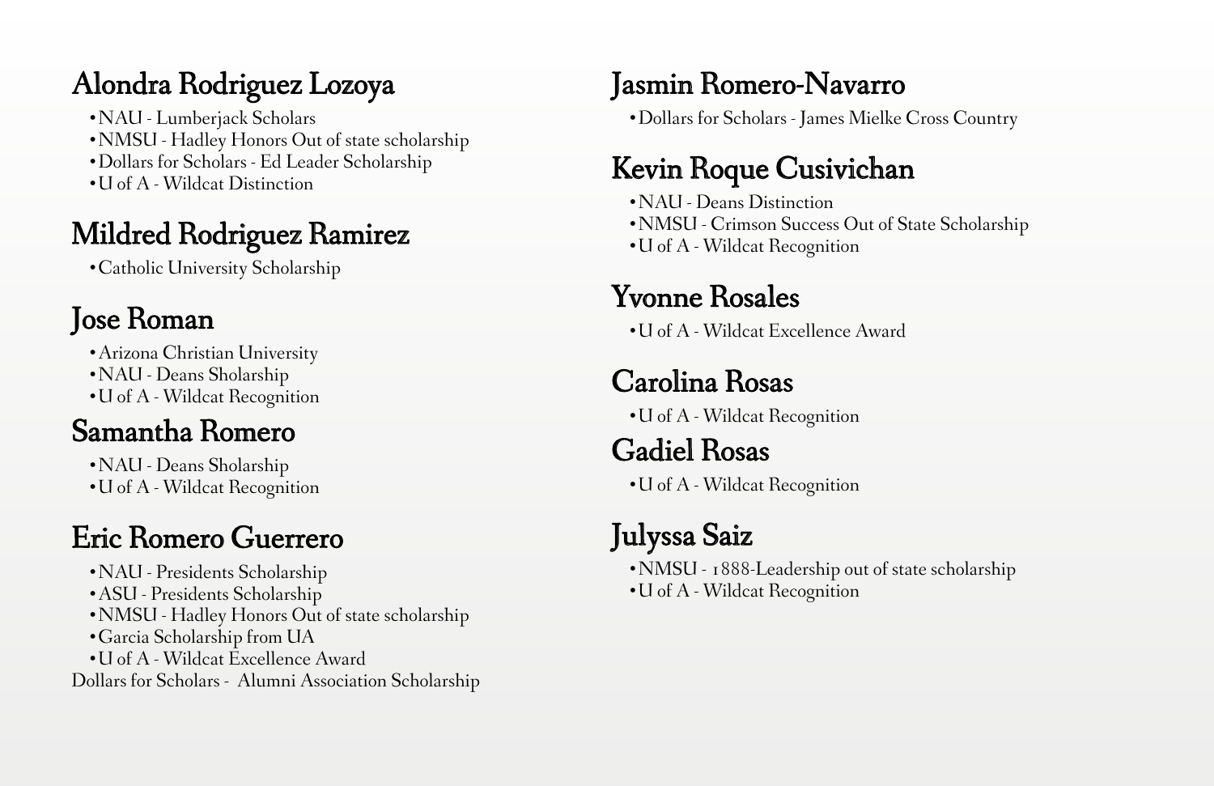## Alondra Rodriguez Lozoya

- NAU - Lumberjack Scholars
- NMSU - Hadley Honors Out of state scholarship
- Dollars for Scholars - Ed Leader Scholarship
- U of A - Wildcat Distinction

## Mildred Rodriguez Ramirez

- Catholic University Scholarship

## Jose Roman

- Arizona Christian University
- NAU - Deans Sholarship
- U of A - Wildcat Recognition

## Samantha Romero

- NAU - Deans Sholarship
- U of A - Wildcat Recognition

## Eric Romero Guerrero

- NAU - Presidents Scholarship
- ASU - Presidents Scholarship
- NMSU - Hadley Honors Out of state scholarship
- Garcia Scholarship from UA
- U of A - Wildcat Excellence Award

Dollars for Scholars - Alumni Association Scholarship

## Jasmin Romero-Navarro

- Dollars for Scholars - James Mielke Cross Country

## Kevin Roque Cusivichan

- NAU - Deans Distinction
- NMSU - Crimson Success Out of State Scholarship
- U of A - Wildcat Recognition

## Yvonne Rosales

- U of A - Wildcat Excellence Award

## Carolina Rosas

- U of A - Wildcat Recognition

## Gadiel Rosas

- U of A - Wildcat Recognition

## Julyssa Saiz

- NMSU - 1888-Leadership out of state scholarship
- U of A - Wildcat Recognition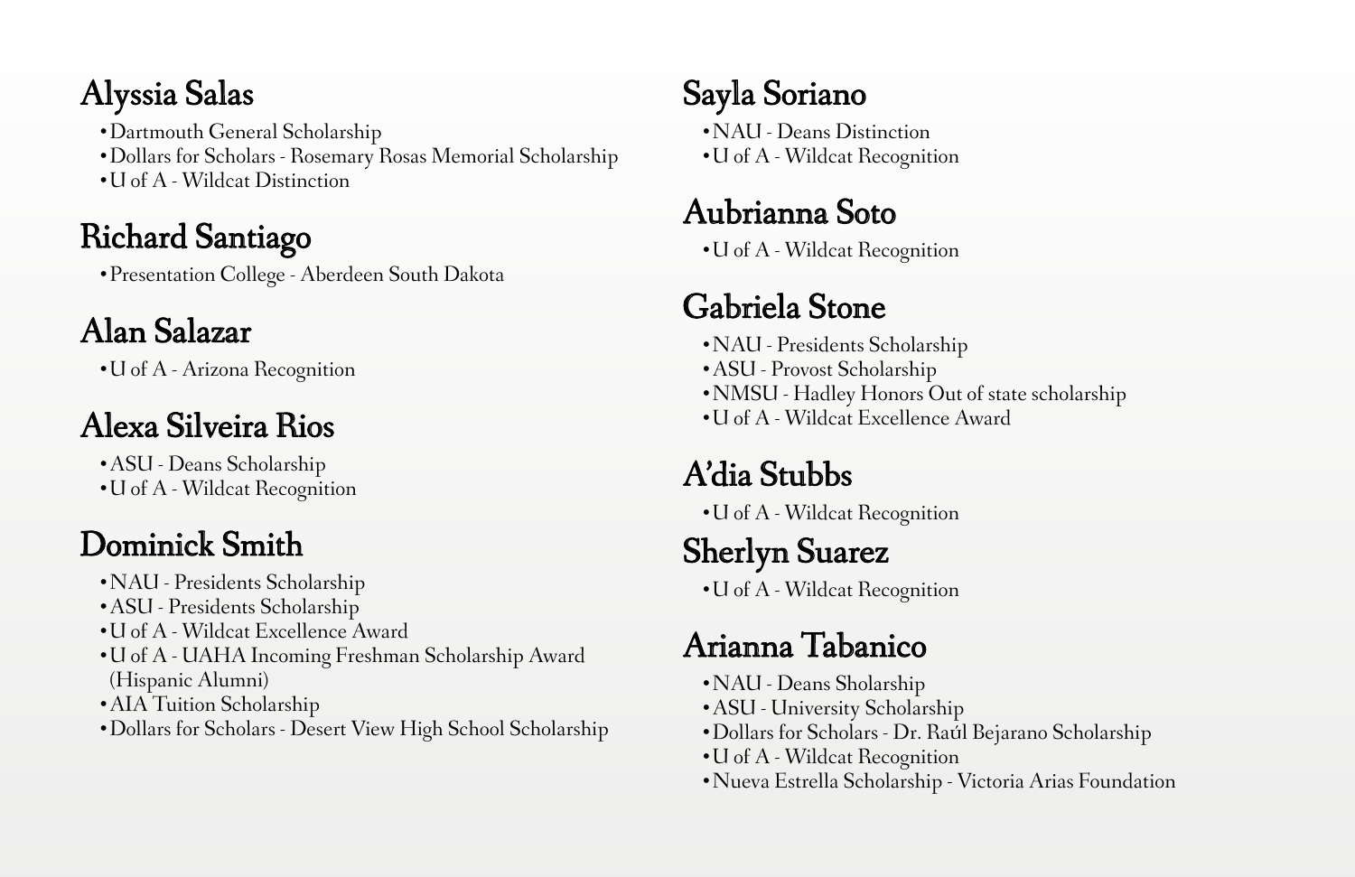## Alyssia Salas

- Dartmouth General Scholarship
- Dollars for Scholars - Rosemary Rosas Memorial Scholarship
- U of A - Wildcat Distinction

## Richard Santiago

- Presentation College - Aberdeen South Dakota

## Alan Salazar

- U of A - Arizona Recognition

## Alexa Silveira Rios

- ASU - Deans Scholarship
- U of A - Wildcat Recognition

## Dominick Smith

- NAU - Presidents Scholarship
- ASU - Presidents Scholarship
- U of A - Wildcat Excellence Award
- U of A - UAHA Incoming Freshman Scholarship Award (Hispanic Alumni)
- AIA Tuition Scholarship
- Dollars for Scholars - Desert View High School Scholarship

## Sayla Soriano

- NAU - Deans Distinction
- U of A - Wildcat Recognition

## Aubrianna Soto

- U of A - Wildcat Recognition

## Gabriela Stone

- NAU - Presidents Scholarship
- ASU - Provost Scholarship
- NMSU - Hadley Honors Out of state scholarship
- U of A - Wildcat Excellence Award

## A'dia Stubbs

- U of A - Wildcat Recognition

## Sherlyn Suarez

- U of A - Wildcat Recognition

## Arianna Tabanico

- NAU - Deans Sholarship
- ASU - University Scholarship
- Dollars for Scholars - Dr. Raúl Bejarano Scholarship
- U of A - Wildcat Recognition
- Nueva Estrella Scholarship - Victoria Arias Foundation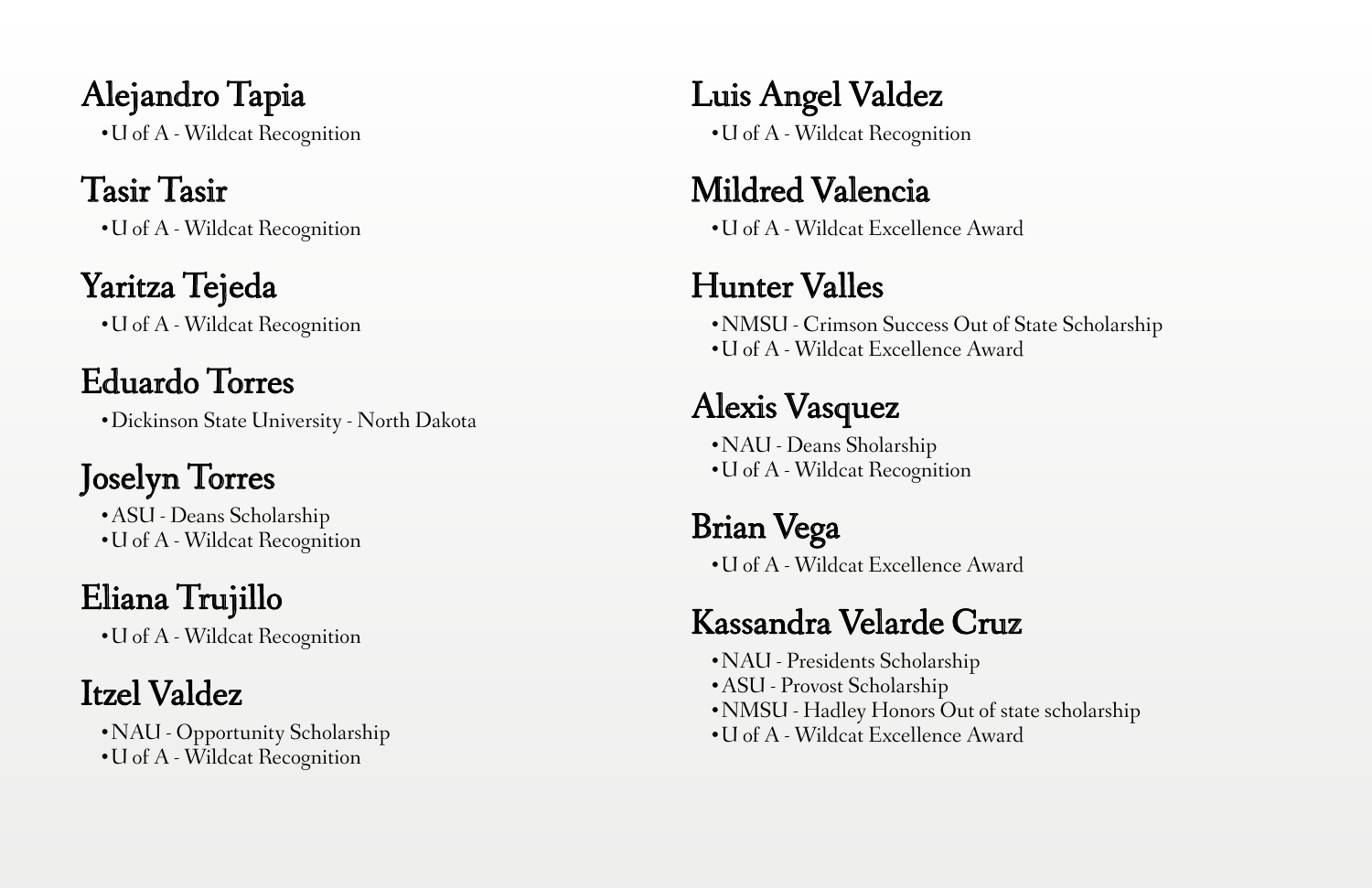## Alejandro Tapia

- U of A - Wildcat Recognition

## Tasir Tasir

- U of A - Wildcat Recognition

## Yaritza Tejeda

- U of A - Wildcat Recognition

## Eduardo Torres

- Dickinson State University - North Dakota

## Joselyn Torres

- ASU - Deans Scholarship
- U of A - Wildcat Recognition

## Eliana Trujillo

- U of A - Wildcat Recognition

## Itzel Valdez

- NAU - Opportunity Scholarship
- U of A - Wildcat Recognition

## Luis Angel Valdez

- U of A - Wildcat Recognition

## Mildred Valencia

- U of A - Wildcat Excellence Award

## Hunter Valles

- NMSU - Crimson Success Out of State Scholarship
- U of A - Wildcat Excellence Award

## Alexis Vasquez

- NAU - Deans Sholarship
- U of A - Wildcat Recognition

## Brian Vega

- U of A - Wildcat Excellence Award

## Kassandra Velarde Cruz

- NAU - Presidents Scholarship
- ASU - Provost Scholarship
- NMSU - Hadley Honors Out of state scholarship
- U of A - Wildcat Excellence Award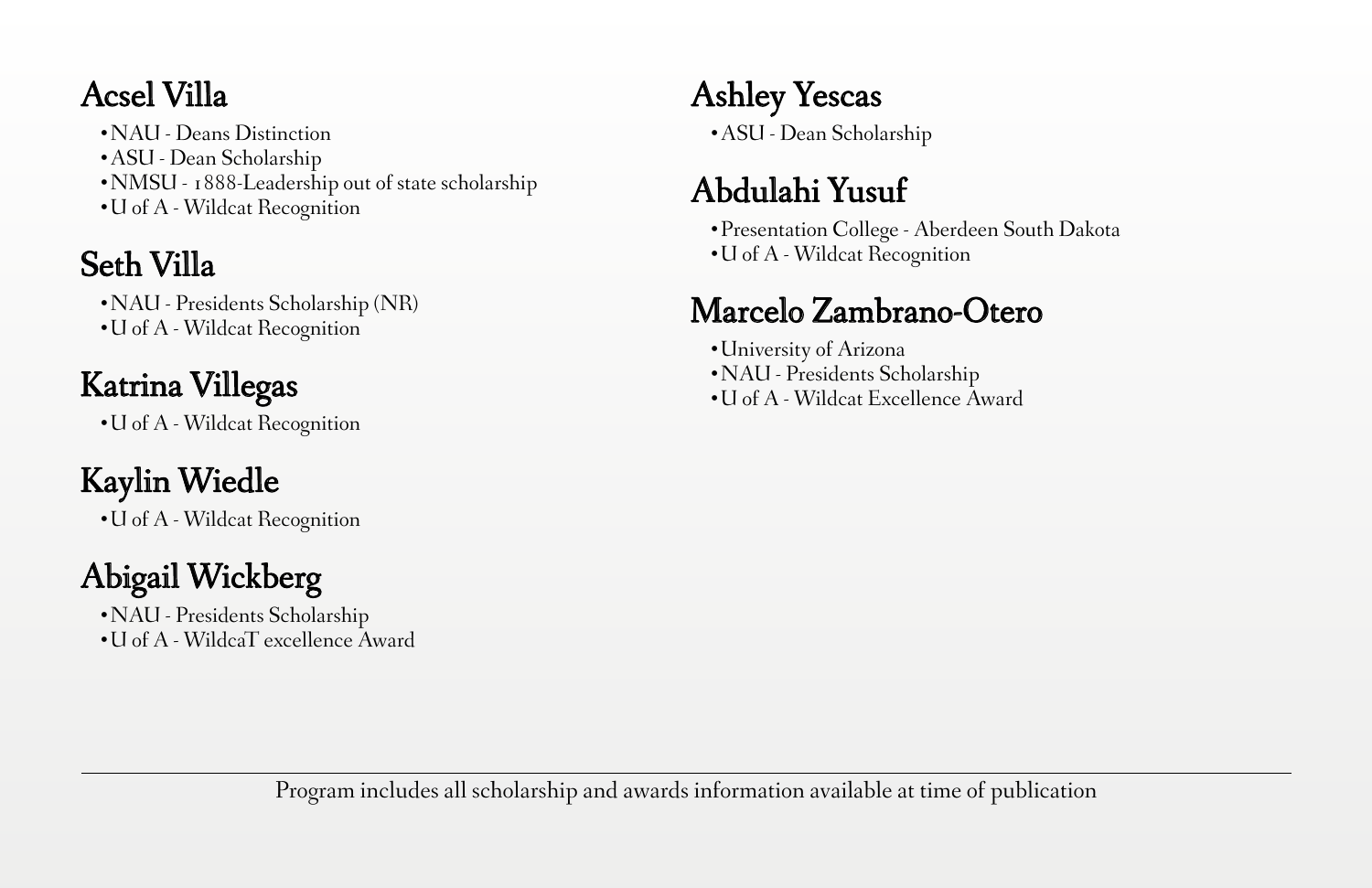## Acsel Villa

- NAU - Deans Distinction
- ASU - Dean Scholarship
- NMSU - 1888-Leadership out of state scholarship
- U of A - Wildcat Recognition

## Seth Villa

- NAU - Presidents Scholarship (NR)
- U of A - Wildcat Recognition

## Katrina Villegas

- U of A - Wildcat Recognition

## Kaylin Wiedle

- U of A - Wildcat Recognition

## Abigail Wickberg

- NAU - Presidents Scholarship
- U of A - WildcaT excellence Award

## Ashley Yescas

- ASU - Dean Scholarship

## Abdulahi Yusuf

- Presentation College - Aberdeen South Dakota
- U of A - Wildcat Recognition

## Marcelo Zambrano-Otero

- University of Arizona
- NAU - Presidents Scholarship
- U of A - Wildcat Excellence Award

---

Program includes all scholarship and awards information available at time of publication